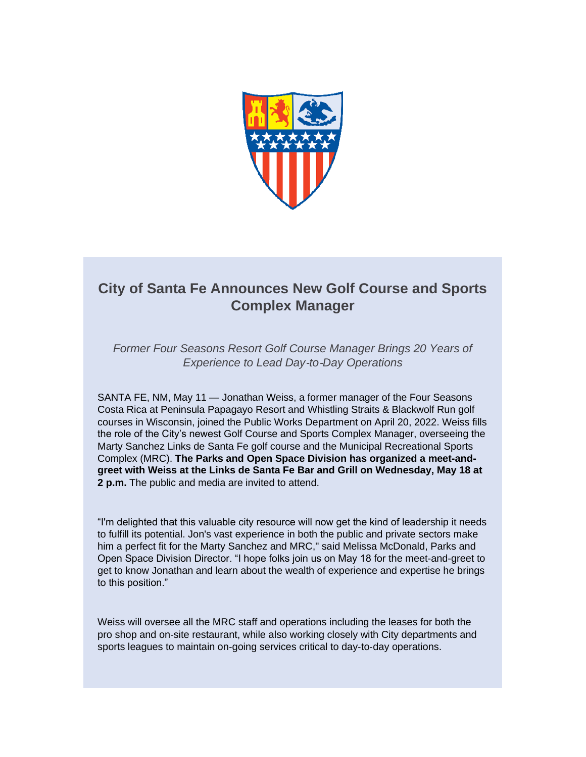# City of Santa Fe Announces New Golf Course and Sports Complex Manager

*Former Four Seasons Resort Golf Course Manager Brings 20 Years of Experience to Lead Day-to-Day Operations*

SANTA FE, NM, May 11 — Jonathan Weiss, a former manager of the Four Seasons Costa Rica at Peninsula Papagayo Resort and Whistling Straits & Blackwolf Run golf courses in Wisconsin, joined the Public Works Department on April 20, 2022. Weiss fills the role of the City's newest Golf Course and Sports Complex Manager, overseeing the Marty Sanchez Links de Santa Fe golf course and the Municipal Recreational Sports Complex (MRC). **The Parks and Open Space Division has organized a meet-and-greet with Weiss at the Links de Santa Fe Bar and Grill on Wednesday, May 18 at 2 p.m.** The public and media are invited to attend.

"I'm delighted that this valuable city resource will now get the kind of leadership it needs to fulfill its potential. Jon's vast experience in both the public and private sectors make him a perfect fit for the Marty Sanchez and MRC," said Melissa McDonald, Parks and Open Space Division Director. "I hope folks join us on May 18 for the meet-and-greet to get to know Jonathan and learn about the wealth of experience and expertise he brings to this position."

Weiss will oversee all the MRC staff and operations including the leases for both the pro shop and on-site restaurant, while also working closely with City departments and sports leagues to maintain on-going services critical to day-to-day operations.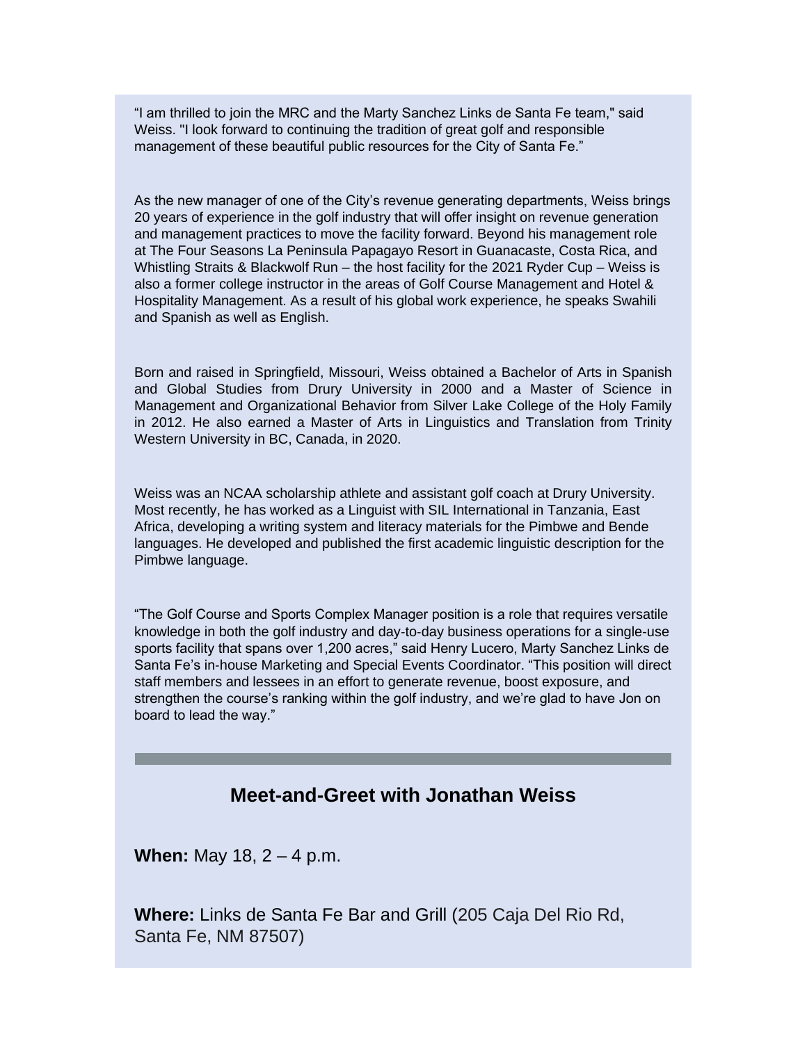“I am thrilled to join the MRC and the Marty Sanchez Links de Santa Fe team," said Weiss. "I look forward to continuing the tradition of great golf and responsible management of these beautiful public resources for the City of Santa Fe.”

As the new manager of one of the City’s revenue generating departments, Weiss brings 20 years of experience in the golf industry that will offer insight on revenue generation and management practices to move the facility forward. Beyond his management role at The Four Seasons La Peninsula Papagayo Resort in Guanacaste, Costa Rica, and Whistling Straits & Blackwolf Run – the host facility for the 2021 Ryder Cup – Weiss is also a former college instructor in the areas of Golf Course Management and Hotel & Hospitality Management. As a result of his global work experience, he speaks Swahili and Spanish as well as English.

Born and raised in Springfield, Missouri, Weiss obtained a Bachelor of Arts in Spanish and Global Studies from Drury University in 2000 and a Master of Science in Management and Organizational Behavior from Silver Lake College of the Holy Family in 2012. He also earned a Master of Arts in Linguistics and Translation from Trinity Western University in BC, Canada, in 2020.

Weiss was an NCAA scholarship athlete and assistant golf coach at Drury University. Most recently, he has worked as a Linguist with SIL International in Tanzania, East Africa, developing a writing system and literacy materials for the Pimbwe and Bende languages. He developed and published the first academic linguistic description for the Pimbwe language.

“The Golf Course and Sports Complex Manager position is a role that requires versatile knowledge in both the golf industry and day-to-day business operations for a single-use sports facility that spans over 1,200 acres,” said Henry Lucero, Marty Sanchez Links de Santa Fe’s in-house Marketing and Special Events Coordinator. “This position will direct staff members and lessees in an effort to generate revenue, boost exposure, and strengthen the course’s ranking within the golf industry, and we’re glad to have Jon on board to lead the way.”

---

## Meet-and-Greet with Jonathan Weiss

**When:** May 18, 2 – 4 p.m.

**Where:** Links de Santa Fe Bar and Grill (205 Caja Del Rio Rd, Santa Fe, NM 87507)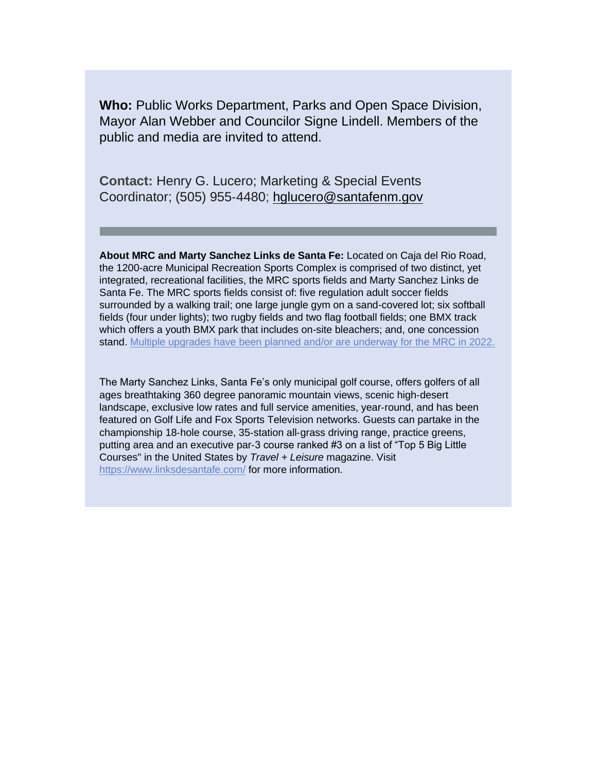**Who:** Public Works Department, Parks and Open Space Division, Mayor Alan Webber and Councilor Signe Lindell. Members of the public and media are invited to attend.

**Contact:** Henry G. Lucero; Marketing & Special Events Coordinator; (505) 955-4480; hglucero@santafenm.gov

---

**About MRC and Marty Sanchez Links de Santa Fe:** Located on Caja del Rio Road, the 1200-acre Municipal Recreation Sports Complex is comprised of two distinct, yet integrated, recreational facilities, the MRC sports fields and Marty Sanchez Links de Santa Fe. The MRC sports fields consist of: five regulation adult soccer fields surrounded by a walking trail; one large jungle gym on a sand-covered lot; six softball fields (four under lights); two rugby fields and two flag football fields; one BMX track which offers a youth BMX park that includes on-site bleachers; and, one concession stand. Multiple upgrades have been planned and/or are underway for the MRC in 2022.

The Marty Sanchez Links, Santa Fe's only municipal golf course, offers golfers of all ages breathtaking 360 degree panoramic mountain views, scenic high-desert landscape, exclusive low rates and full service amenities, year-round, and has been featured on Golf Life and Fox Sports Television networks. Guests can partake in the championship 18-hole course, 35-station all-grass driving range, practice greens, putting area and an executive par-3 course ranked #3 on a list of "Top 5 Big Little Courses" in the United States by *Travel + Leisure* magazine. Visit https://www.linksdesantafe.com/ for more information.